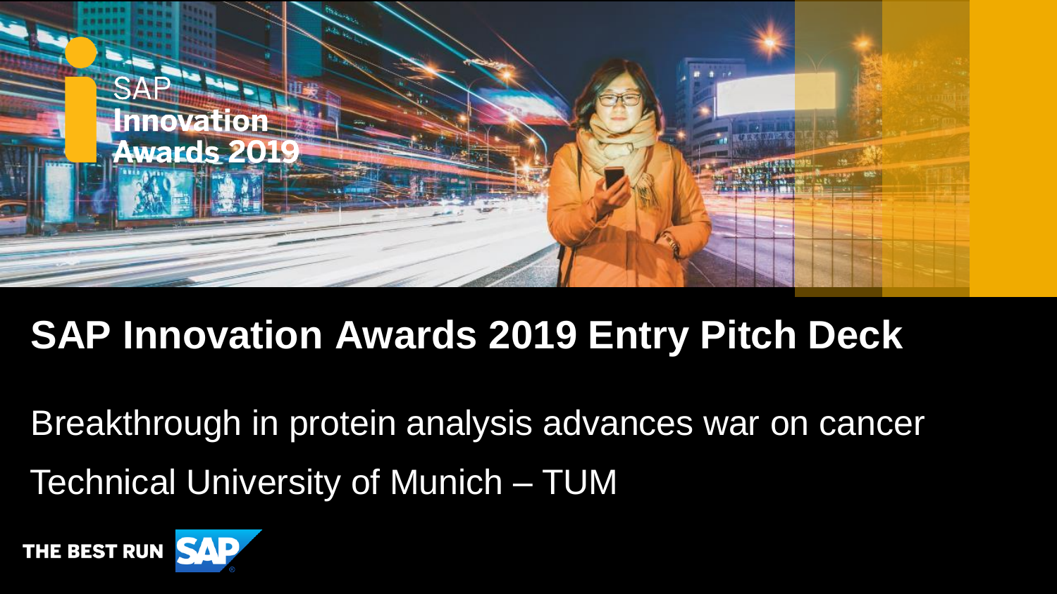SAP Innovation Awards 2019

# SAP Innovation Awards 2019 Entry Pitch Deck

Breakthrough in protein analysis advances war on cancer

Technical University of Munich – TUM

THE BEST RUN SAP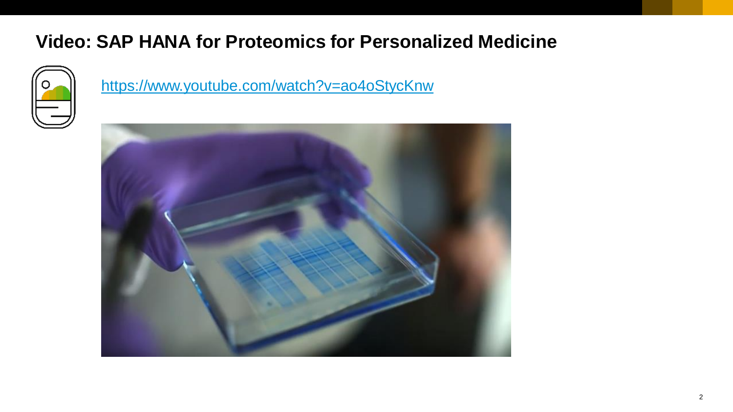# Video: SAP HANA for Proteomics for Personalized Medicine

https://www.youtube.com/watch?v=ao4oStycKnw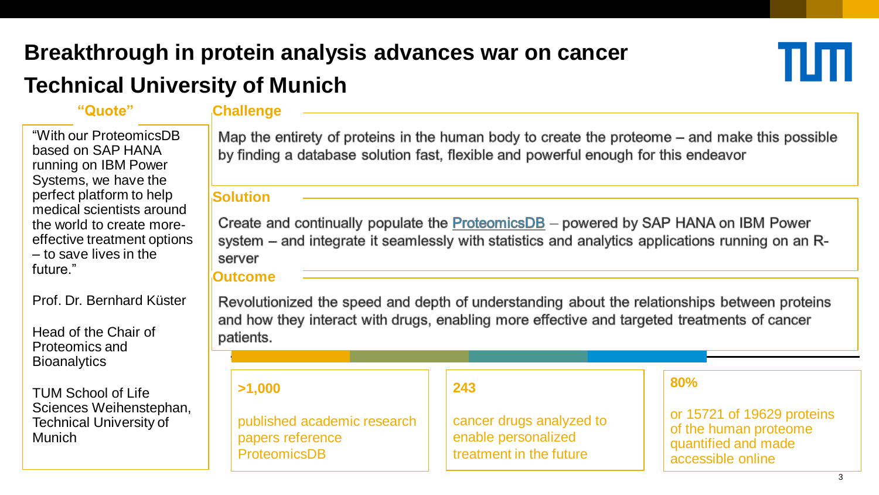# Breakthrough in protein analysis advances war on cancer

## Technical University of Munich

### Challenge

Map the entirety of proteins in the human body to create the proteome – and make this possible by finding a database solution fast, flexible and powerful enough for this endeavor

### Solution

Create and continually populate the ProteomicsDB – powered by SAP HANA on IBM Power system – and integrate it seamlessly with statistics and analytics applications running on an R-server

### Outcome

Revolutionized the speed and depth of understanding about the relationships between proteins and how they interact with drugs, enabling more effective and targeted treatments of cancer patients.

**>1,000**

published academic research papers reference ProteomicsDB

**243**

cancer drugs analyzed to enable personalized treatment in the future

**80%**

or 15721 of 19629 proteins of the human proteome quantified and made accessible online

### "Quote"

"With our ProteomicsDB based on SAP HANA running on IBM Power Systems, we have the perfect platform to help medical scientists around the world to create more-effective treatment options – to save lives in the future."

Prof. Dr. Bernhard Küster

Head of the Chair of Proteomics and Bioanalytics

TUM School of Life Sciences Weihenstephan, Technical University of Munich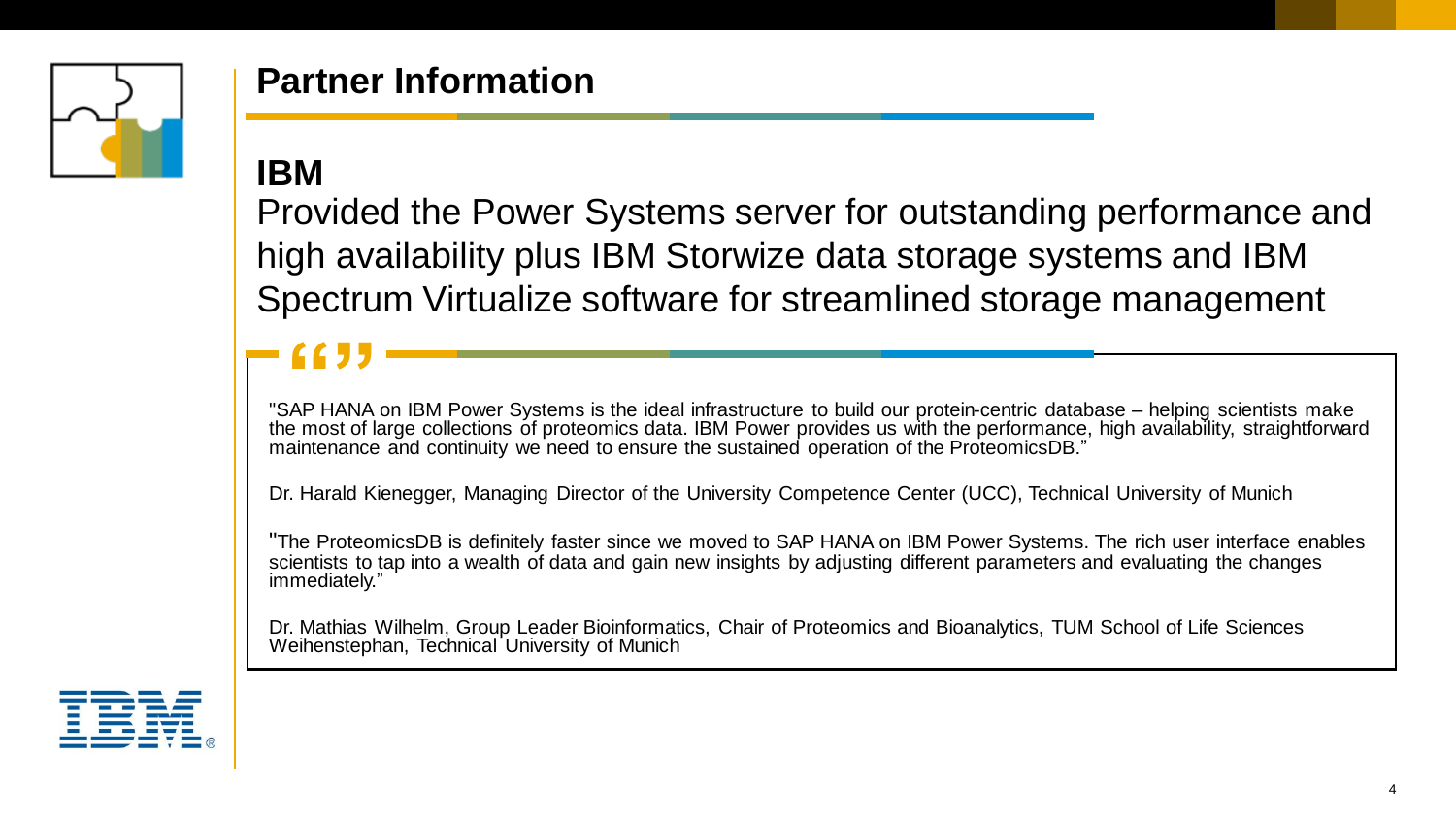# Partner Information

## IBM

Provided the Power Systems server for outstanding performance and high availability plus IBM Storwize data storage systems and IBM Spectrum Virtualize software for streamlined storage management

> "SAP HANA on IBM Power Systems is the ideal infrastructure to build our protein-centric database – helping scientists make the most of large collections of proteomics data. IBM Power provides us with the performance, high availability, straightforward maintenance and continuity we need to ensure the sustained operation of the ProteomicsDB."
>
> Dr. Harald Kienegger, Managing Director of the University Competence Center (UCC), Technical University of Munich
>
> "The ProteomicsDB is definitely faster since we moved to SAP HANA on IBM Power Systems. The rich user interface enables scientists to tap into a wealth of data and gain new insights by adjusting different parameters and evaluating the changes immediately."
>
> Dr. Mathias Wilhelm, Group Leader Bioinformatics, Chair of Proteomics and Bioanalytics, TUM School of Life Sciences Weihenstephan, Technical University of Munich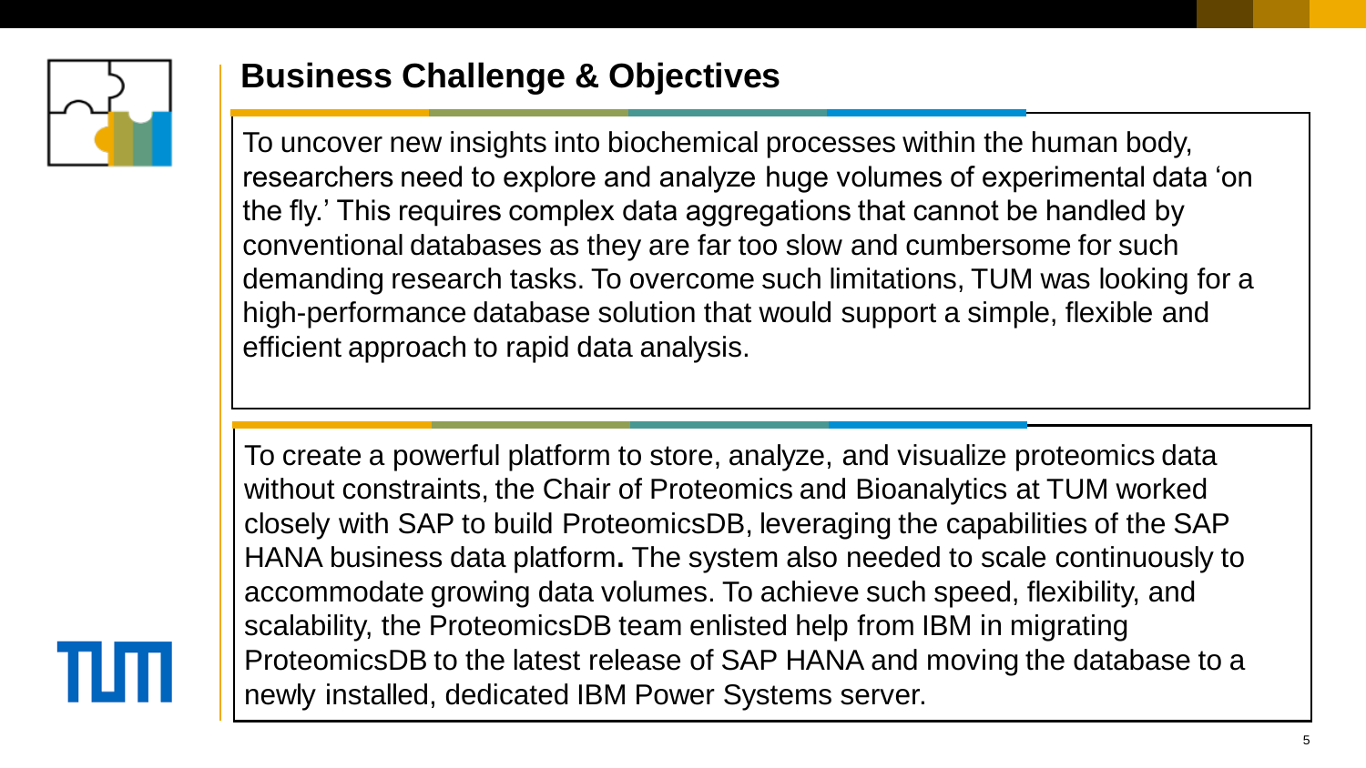## Business Challenge & Objectives

To uncover new insights into biochemical processes within the human body, researchers need to explore and analyze huge volumes of experimental data 'on the fly.' This requires complex data aggregations that cannot be handled by conventional databases as they are far too slow and cumbersome for such demanding research tasks. To overcome such limitations, TUM was looking for a high-performance database solution that would support a simple, flexible and efficient approach to rapid data analysis.

To create a powerful platform to store, analyze, and visualize proteomics data without constraints, the Chair of Proteomics and Bioanalytics at TUM worked closely with SAP to build ProteomicsDB, leveraging the capabilities of the SAP HANA business data platform**.** The system also needed to scale continuously to accommodate growing data volumes. To achieve such speed, flexibility, and scalability, the ProteomicsDB team enlisted help from IBM in migrating ProteomicsDB to the latest release of SAP HANA and moving the database to a newly installed, dedicated IBM Power Systems server.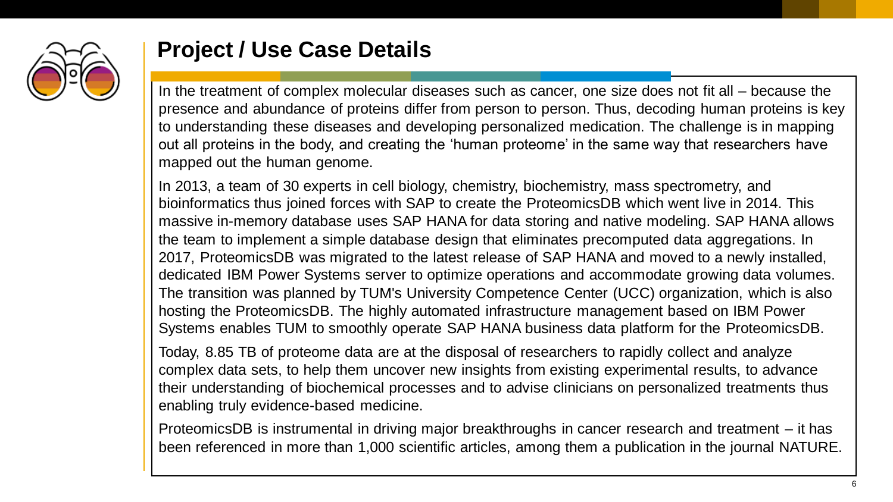## Project / Use Case Details

In the treatment of complex molecular diseases such as cancer, one size does not fit all – because the presence and abundance of proteins differ from person to person. Thus, decoding human proteins is key to understanding these diseases and developing personalized medication. The challenge is in mapping out all proteins in the body, and creating the 'human proteome' in the same way that researchers have mapped out the human genome.

In 2013, a team of 30 experts in cell biology, chemistry, biochemistry, mass spectrometry, and bioinformatics thus joined forces with SAP to create the ProteomicsDB which went live in 2014. This massive in-memory database uses SAP HANA for data storing and native modeling. SAP HANA allows the team to implement a simple database design that eliminates precomputed data aggregations. In 2017, ProteomicsDB was migrated to the latest release of SAP HANA and moved to a newly installed, dedicated IBM Power Systems server to optimize operations and accommodate growing data volumes. The transition was planned by TUM's University Competence Center (UCC) organization, which is also hosting the ProteomicsDB. The highly automated infrastructure management based on IBM Power Systems enables TUM to smoothly operate SAP HANA business data platform for the ProteomicsDB.

Today, 8.85 TB of proteome data are at the disposal of researchers to rapidly collect and analyze complex data sets, to help them uncover new insights from existing experimental results, to advance their understanding of biochemical processes and to advise clinicians on personalized treatments thus enabling truly evidence-based medicine.

ProteomicsDB is instrumental in driving major breakthroughs in cancer research and treatment – it has been referenced in more than 1,000 scientific articles, among them a publication in the journal NATURE.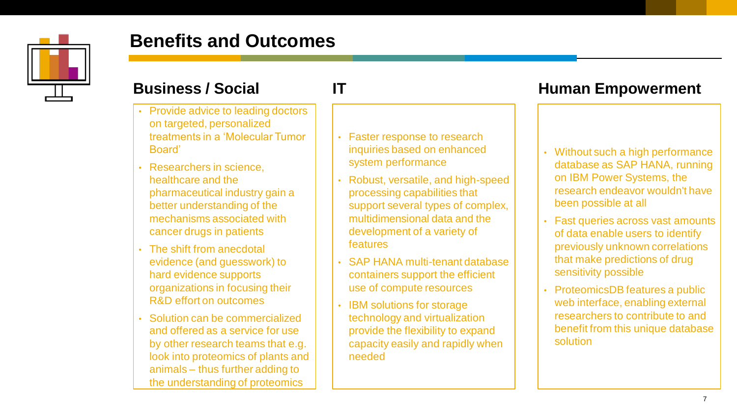# Benefits and Outcomes

## Business / Social

- Provide advice to leading doctors on targeted, personalized treatments in a 'Molecular Tumor Board'
- Researchers in science, healthcare and the pharmaceutical industry gain a better understanding of the mechanisms associated with cancer drugs in patients
- The shift from anecdotal evidence (and guesswork) to hard evidence supports organizations in focusing their R&D effort on outcomes
- Solution can be commercialized and offered as a service for use by other research teams that e.g. look into proteomics of plants and animals – thus further adding to the understanding of proteomics

## IT

- Faster response to research inquiries based on enhanced system performance
- Robust, versatile, and high-speed processing capabilities that support several types of complex, multidimensional data and the development of a variety of features
- SAP HANA multi-tenant database containers support the efficient use of compute resources
- IBM solutions for storage technology and virtualization provide the flexibility to expand capacity easily and rapidly when needed

## Human Empowerment

- Without such a high performance database as SAP HANA, running on IBM Power Systems, the research endeavor wouldn't have been possible at all
- Fast queries across vast amounts of data enable users to identify previously unknown correlations that make predictions of drug sensitivity possible
- ProteomicsDB features a public web interface, enabling external researchers to contribute to and benefit from this unique database solution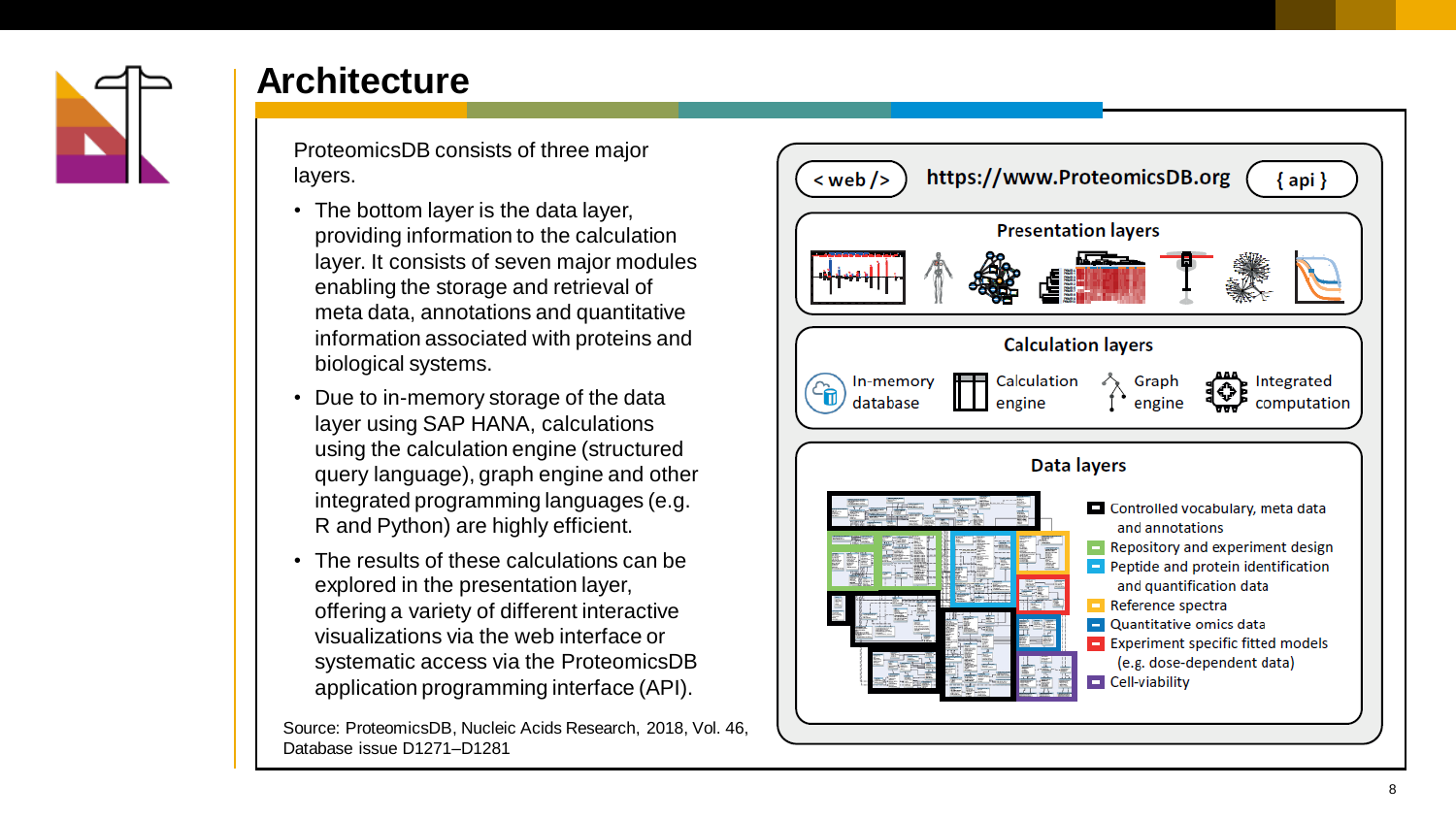# Architecture

ProteomicsDB consists of three major layers.

- The bottom layer is the data layer, providing information to the calculation layer. It consists of seven major modules enabling the storage and retrieval of meta data, annotations and quantitative information associated with proteins and biological systems.
- Due to in-memory storage of the data layer using SAP HANA, calculations using the calculation engine (structured query language), graph engine and other integrated programming languages (e.g. R and Python) are highly efficient.
- The results of these calculations can be explored in the presentation layer, offering a variety of different interactive visualizations via the web interface or systematic access via the ProteomicsDB application programming interface (API).

Source: ProteomicsDB, Nucleic Acids Research, 2018, Vol. 46, Database issue D1271–D1281

< web /> https://www.ProteomicsDB.org { api }

**Presentation layers**

**Calculation layers**

In-memory database | Calculation engine | Graph engine | Integrated computation

**Data layers**

- Controlled vocabulary, meta data and annotations
- Repository and experiment design
- Peptide and protein identification and quantification data
- Reference spectra
- Quantitative omics data
- Experiment specific fitted models (e.g. dose-dependent data)
- Cell-viability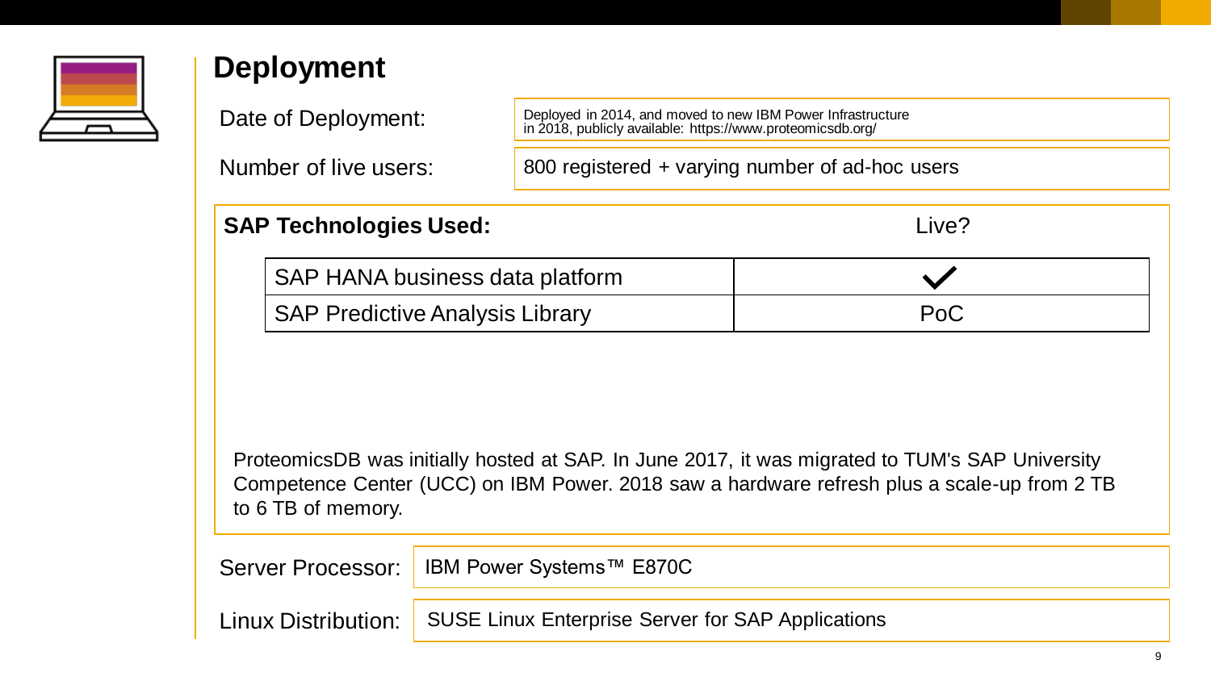# Deployment

| | |
|---|---|
| Date of Deployment: | Deployed in 2014, and moved to new IBM Power Infrastructure in 2018, publicly available: https://www.proteomicsdb.org/ |
| Number of live users: | 800 registered + varying number of ad-hoc users |

**SAP Technologies Used:**

| | Live? |
|---|---|
| SAP HANA business data platform | ✓ |
| SAP Predictive Analysis Library | PoC |

ProteomicsDB was initially hosted at SAP. In June 2017, it was migrated to TUM's SAP University Competence Center (UCC) on IBM Power. 2018 saw a hardware refresh plus a scale-up from 2 TB to 6 TB of memory.

| | |
|---|---|
| Server Processor: | IBM Power Systems™ E870C |
| Linux Distribution: | SUSE Linux Enterprise Server for SAP Applications |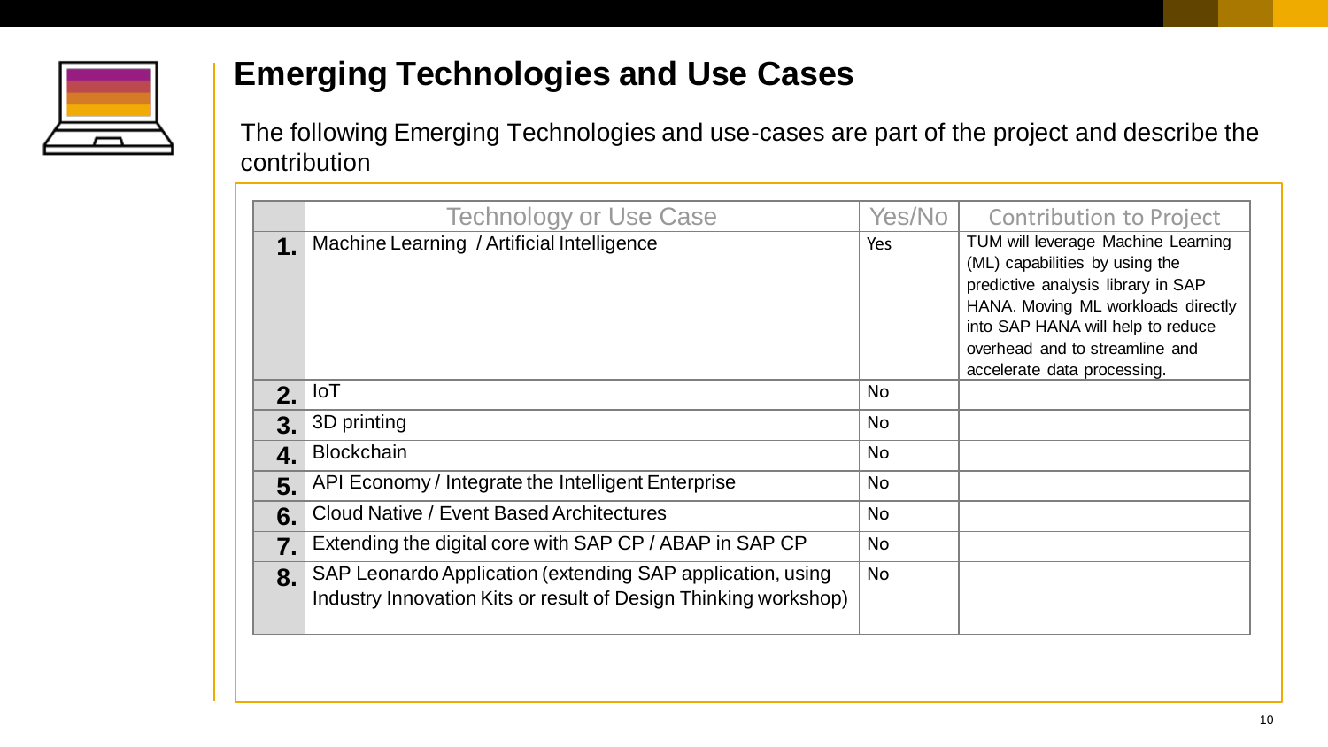# Emerging Technologies and Use Cases

The following Emerging Technologies and use-cases are part of the project and describe the contribution

| | Technology or Use Case | Yes/No | Contribution to Project |
|---|---|---|---|
| **1.** | Machine Learning / Artificial Intelligence | Yes | TUM will leverage Machine Learning (ML) capabilities by using the predictive analysis library in SAP HANA. Moving ML workloads directly into SAP HANA will help to reduce overhead and to streamline and accelerate data processing. |
| **2.** | IoT | No | |
| **3.** | 3D printing | No | |
| **4.** | Blockchain | No | |
| **5.** | API Economy / Integrate the Intelligent Enterprise | No | |
| **6.** | Cloud Native / Event Based Architectures | No | |
| **7.** | Extending the digital core with SAP CP / ABAP in SAP CP | No | |
| **8.** | SAP Leonardo Application (extending SAP application, using Industry Innovation Kits or result of Design Thinking workshop) | No | |